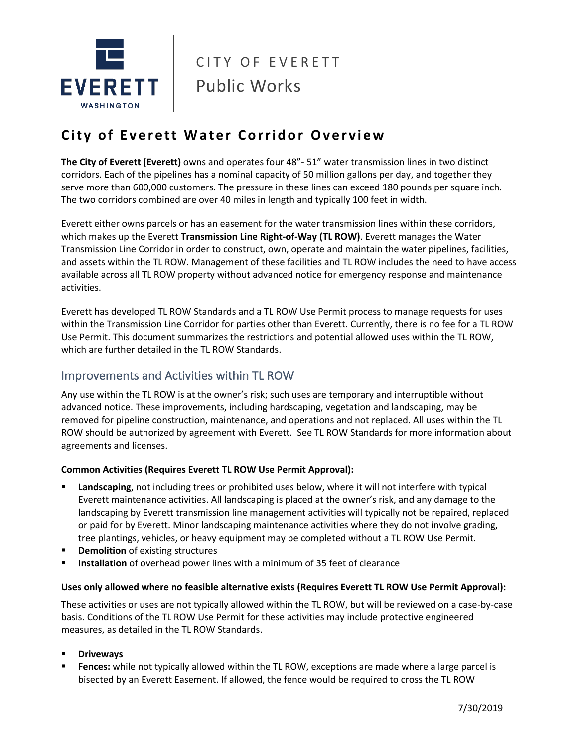CITY OF EVERETT

Public Works

# City of Everett Water Corridor Overview

**The City of Everett (Everett)** owns and operates four 48"- 51" water transmission lines in two distinct corridors. Each of the pipelines has a nominal capacity of 50 million gallons per day, and together they serve more than 600,000 customers. The pressure in these lines can exceed 180 pounds per square inch. The two corridors combined are over 40 miles in length and typically 100 feet in width.

Everett either owns parcels or has an easement for the water transmission lines within these corridors, which makes up the Everett **Transmission Line Right-of-Way (TL ROW)**. Everett manages the Water Transmission Line Corridor in order to construct, own, operate and maintain the water pipelines, facilities, and assets within the TL ROW. Management of these facilities and TL ROW includes the need to have access available across all TL ROW property without advanced notice for emergency response and maintenance activities.

Everett has developed TL ROW Standards and a TL ROW Use Permit process to manage requests for uses within the Transmission Line Corridor for parties other than Everett. Currently, there is no fee for a TL ROW Use Permit. This document summarizes the restrictions and potential allowed uses within the TL ROW, which are further detailed in the TL ROW Standards.

## Improvements and Activities within TL ROW

Any use within the TL ROW is at the owner's risk; such uses are temporary and interruptible without advanced notice. These improvements, including hardscaping, vegetation and landscaping, may be removed for pipeline construction, maintenance, and operations and not replaced. All uses within the TL ROW should be authorized by agreement with Everett. See TL ROW Standards for more information about agreements and licenses.

**Common Activities (Requires Everett TL ROW Use Permit Approval):**

- **Landscaping**, not including trees or prohibited uses below, where it will not interfere with typical Everett maintenance activities. All landscaping is placed at the owner's risk, and any damage to the landscaping by Everett transmission line management activities will typically not be repaired, replaced or paid for by Everett. Minor landscaping maintenance activities where they do not involve grading, tree plantings, vehicles, or heavy equipment may be completed without a TL ROW Use Permit.
- **Demolition** of existing structures
- **Installation** of overhead power lines with a minimum of 35 feet of clearance

**Uses only allowed where no feasible alternative exists (Requires Everett TL ROW Use Permit Approval):**

These activities or uses are not typically allowed within the TL ROW, but will be reviewed on a case-by-case basis. Conditions of the TL ROW Use Permit for these activities may include protective engineered measures, as detailed in the TL ROW Standards.

- **Driveways**
- **Fences:** while not typically allowed within the TL ROW, exceptions are made where a large parcel is bisected by an Everett Easement. If allowed, the fence would be required to cross the TL ROW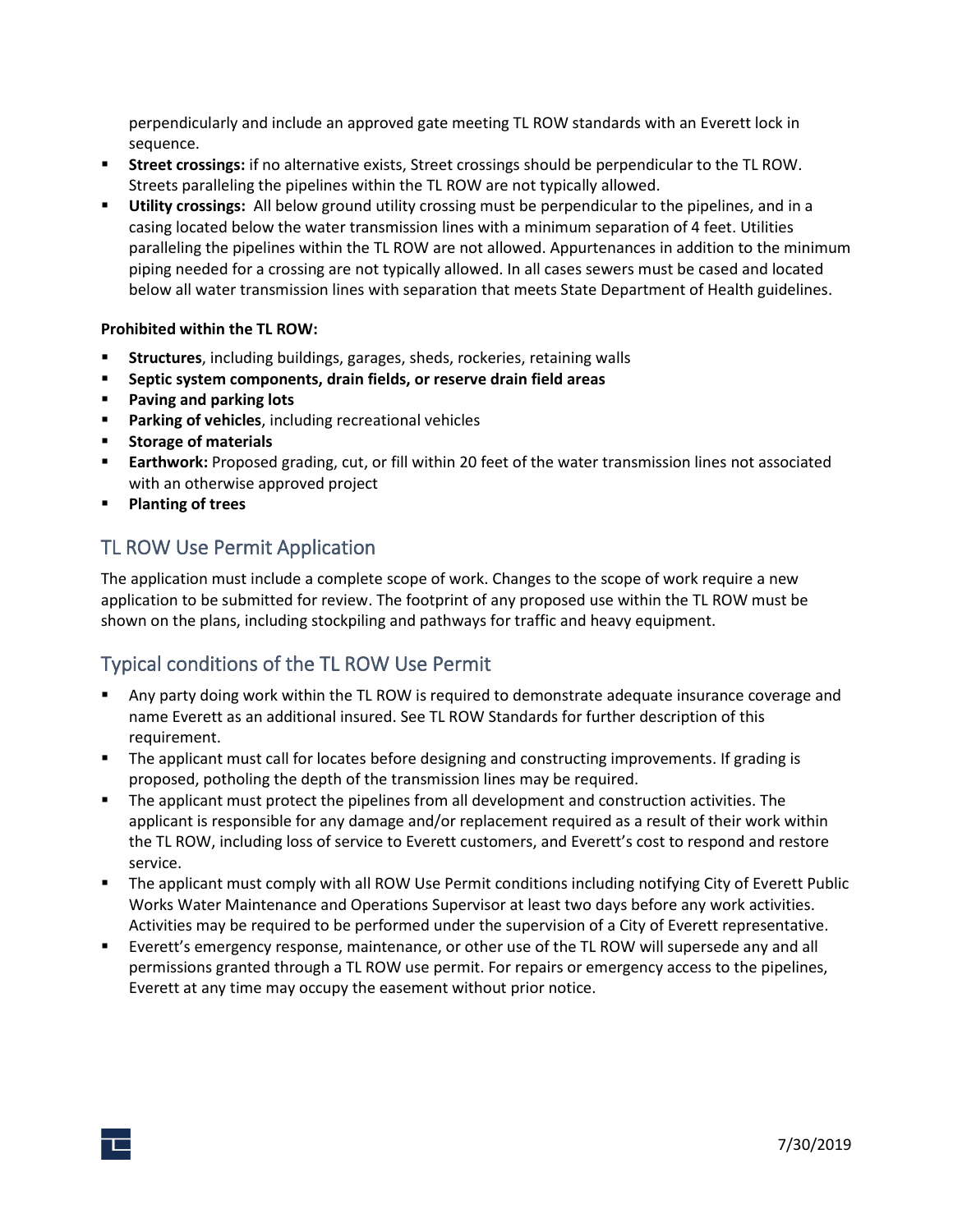perpendicularly and include an approved gate meeting TL ROW standards with an Everett lock in sequence.

- **Street crossings:** if no alternative exists, Street crossings should be perpendicular to the TL ROW. Streets paralleling the pipelines within the TL ROW are not typically allowed.
- **Utility crossings:** All below ground utility crossing must be perpendicular to the pipelines, and in a casing located below the water transmission lines with a minimum separation of 4 feet. Utilities paralleling the pipelines within the TL ROW are not allowed. Appurtenances in addition to the minimum piping needed for a crossing are not typically allowed. In all cases sewers must be cased and located below all water transmission lines with separation that meets State Department of Health guidelines.

**Prohibited within the TL ROW:**

- **Structures**, including buildings, garages, sheds, rockeries, retaining walls
- **Septic system components, drain fields, or reserve drain field areas**
- **Paving and parking lots**
- **Parking of vehicles**, including recreational vehicles
- **Storage of materials**
- **Earthwork:** Proposed grading, cut, or fill within 20 feet of the water transmission lines not associated with an otherwise approved project
- **Planting of trees**

## TL ROW Use Permit Application

The application must include a complete scope of work. Changes to the scope of work require a new application to be submitted for review. The footprint of any proposed use within the TL ROW must be shown on the plans, including stockpiling and pathways for traffic and heavy equipment.

## Typical conditions of the TL ROW Use Permit

- Any party doing work within the TL ROW is required to demonstrate adequate insurance coverage and name Everett as an additional insured. See TL ROW Standards for further description of this requirement.
- The applicant must call for locates before designing and constructing improvements. If grading is proposed, potholing the depth of the transmission lines may be required.
- The applicant must protect the pipelines from all development and construction activities. The applicant is responsible for any damage and/or replacement required as a result of their work within the TL ROW, including loss of service to Everett customers, and Everett's cost to respond and restore service.
- The applicant must comply with all ROW Use Permit conditions including notifying City of Everett Public Works Water Maintenance and Operations Supervisor at least two days before any work activities. Activities may be required to be performed under the supervision of a City of Everett representative.
- Everett's emergency response, maintenance, or other use of the TL ROW will supersede any and all permissions granted through a TL ROW use permit. For repairs or emergency access to the pipelines, Everett at any time may occupy the easement without prior notice.

7/30/2019